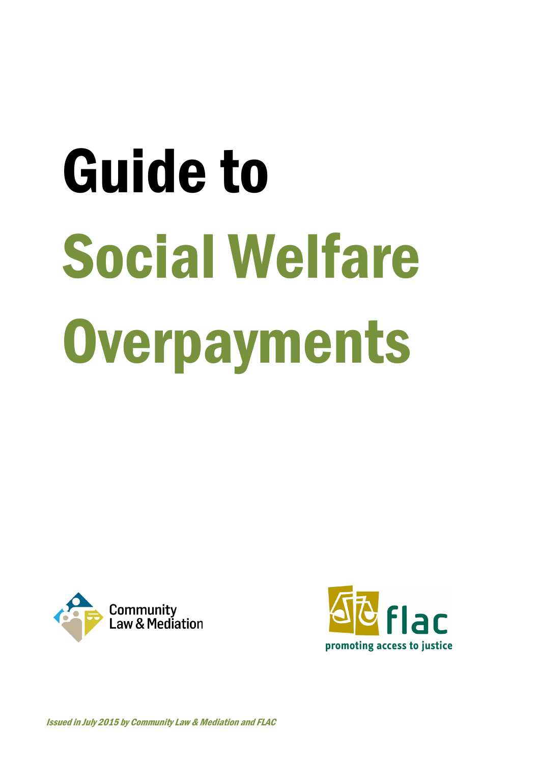# Guide to Social Welfare Overpayments

Community Law & Mediation

flac

promoting access to justice

*Issued in July 2015 by Community Law & Mediation and FLAC*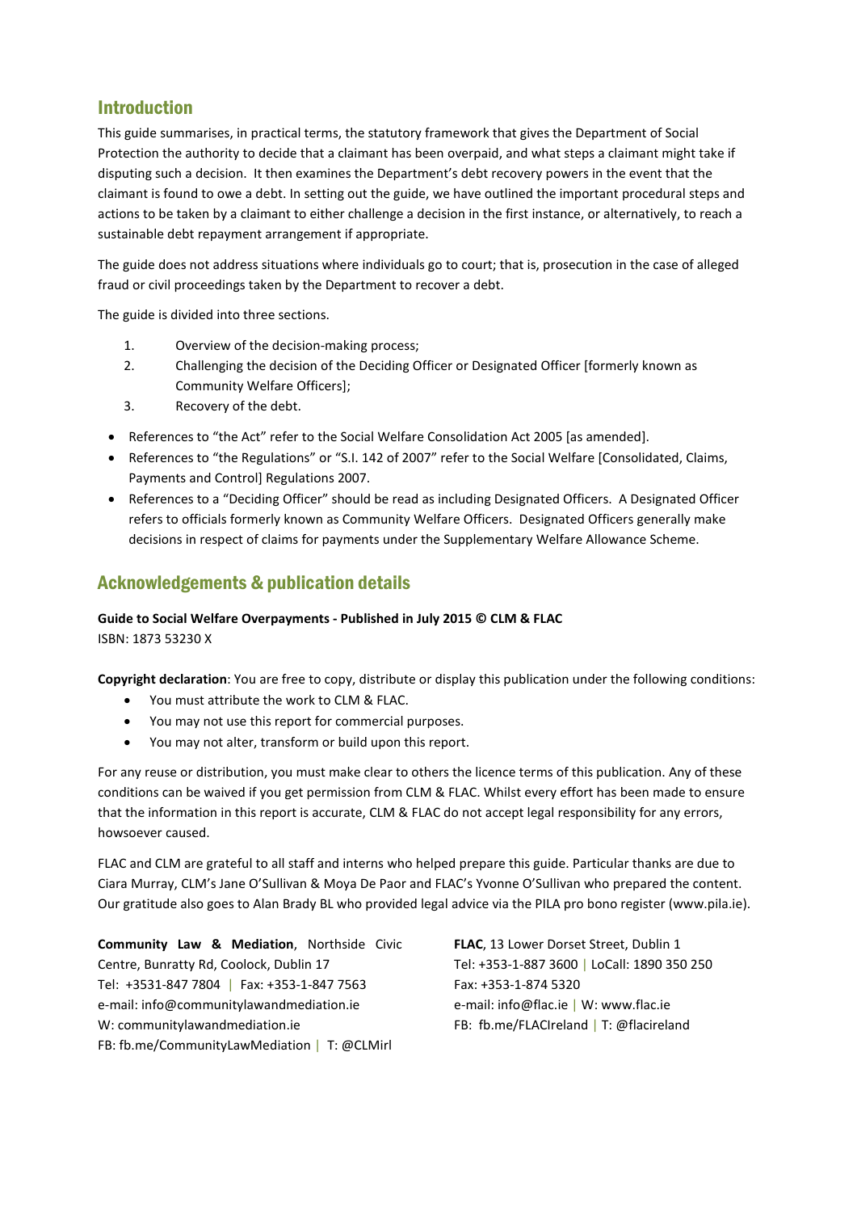## Introduction

This guide summarises, in practical terms, the statutory framework that gives the Department of Social Protection the authority to decide that a claimant has been overpaid, and what steps a claimant might take if disputing such a decision. It then examines the Department's debt recovery powers in the event that the claimant is found to owe a debt. In setting out the guide, we have outlined the important procedural steps and actions to be taken by a claimant to either challenge a decision in the first instance, or alternatively, to reach a sustainable debt repayment arrangement if appropriate.

The guide does not address situations where individuals go to court; that is, prosecution in the case of alleged fraud or civil proceedings taken by the Department to recover a debt.

The guide is divided into three sections.

1. Overview of the decision-making process;
2. Challenging the decision of the Deciding Officer or Designated Officer [formerly known as Community Welfare Officers];
3. Recovery of the debt.

- References to "the Act" refer to the Social Welfare Consolidation Act 2005 [as amended].
- References to "the Regulations" or "S.I. 142 of 2007" refer to the Social Welfare [Consolidated, Claims, Payments and Control] Regulations 2007.
- References to a "Deciding Officer" should be read as including Designated Officers. A Designated Officer refers to officials formerly known as Community Welfare Officers. Designated Officers generally make decisions in respect of claims for payments under the Supplementary Welfare Allowance Scheme.

## Acknowledgements & publication details

**Guide to Social Welfare Overpayments - Published in July 2015 © CLM & FLAC**
ISBN: 1873 53230 X

**Copyright declaration**: You are free to copy, distribute or display this publication under the following conditions:

- You must attribute the work to CLM & FLAC.
- You may not use this report for commercial purposes.
- You may not alter, transform or build upon this report.

For any reuse or distribution, you must make clear to others the licence terms of this publication. Any of these conditions can be waived if you get permission from CLM & FLAC. Whilst every effort has been made to ensure that the information in this report is accurate, CLM & FLAC do not accept legal responsibility for any errors, howsoever caused.

FLAC and CLM are grateful to all staff and interns who helped prepare this guide. Particular thanks are due to Ciara Murray, CLM's Jane O'Sullivan & Moya De Paor and FLAC's Yvonne O'Sullivan who prepared the content. Our gratitude also goes to Alan Brady BL who provided legal advice via the PILA pro bono register (www.pila.ie).

**Community Law & Mediation**, Northside Civic Centre, Bunratty Rd, Coolock, Dublin 17
Tel: +3531-847 7804 | Fax: +353-1-847 7563
e-mail: info@communitylawandmediation.ie
W: communitylawandmediation.ie
FB: fb.me/CommunityLawMediation | T: @CLMirl

**FLAC**, 13 Lower Dorset Street, Dublin 1
Tel: +353-1-887 3600 | LoCall: 1890 350 250
Fax: +353-1-874 5320
e-mail: info@flac.ie | W: www.flac.ie
FB: fb.me/FLACIreland | T: @flacireland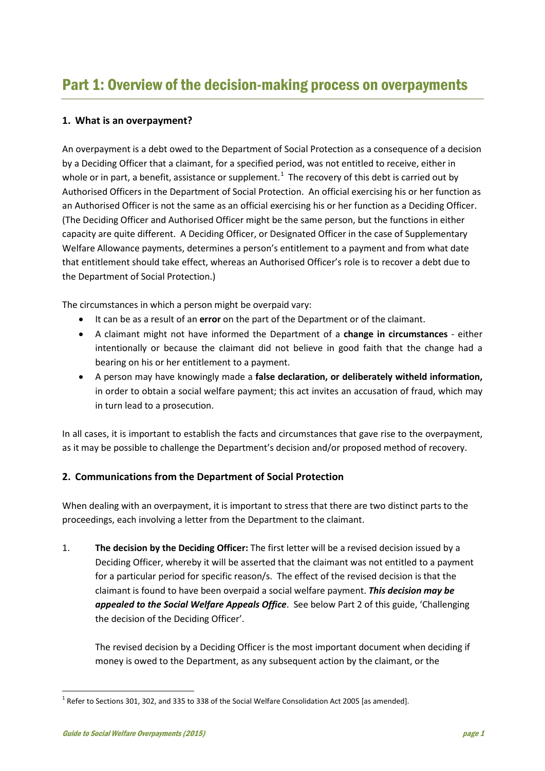# Part 1: Overview of the decision-making process on overpayments

### 1. What is an overpayment?

An overpayment is a debt owed to the Department of Social Protection as a consequence of a decision by a Deciding Officer that a claimant, for a specified period, was not entitled to receive, either in whole or in part, a benefit, assistance or supplement.[1] The recovery of this debt is carried out by Authorised Officers in the Department of Social Protection. An official exercising his or her function as an Authorised Officer is not the same as an official exercising his or her function as a Deciding Officer. (The Deciding Officer and Authorised Officer might be the same person, but the functions in either capacity are quite different. A Deciding Officer, or Designated Officer in the case of Supplementary Welfare Allowance payments, determines a person's entitlement to a payment and from what date that entitlement should take effect, whereas an Authorised Officer's role is to recover a debt due to the Department of Social Protection.)

The circumstances in which a person might be overpaid vary:

- It can be as a result of an **error** on the part of the Department or of the claimant.
- A claimant might not have informed the Department of a **change in circumstances** - either intentionally or because the claimant did not believe in good faith that the change had a bearing on his or her entitlement to a payment.
- A person may have knowingly made a **false declaration, or deliberately witheld information,** in order to obtain a social welfare payment; this act invites an accusation of fraud, which may in turn lead to a prosecution.

In all cases, it is important to establish the facts and circumstances that gave rise to the overpayment, as it may be possible to challenge the Department's decision and/or proposed method of recovery.

### 2. Communications from the Department of Social Protection

When dealing with an overpayment, it is important to stress that there are two distinct parts to the proceedings, each involving a letter from the Department to the claimant.

1. **The decision by the Deciding Officer:** The first letter will be a revised decision issued by a Deciding Officer, whereby it will be asserted that the claimant was not entitled to a payment for a particular period for specific reason/s. The effect of the revised decision is that the claimant is found to have been overpaid a social welfare payment. ***This decision may be appealed to the Social Welfare Appeals Office***. See below Part 2 of this guide, 'Challenging the decision of the Deciding Officer'.

   The revised decision by a Deciding Officer is the most important document when deciding if money is owed to the Department, as any subsequent action by the claimant, or the

[1] Refer to Sections 301, 302, and 335 to 338 of the Social Welfare Consolidation Act 2005 [as amended].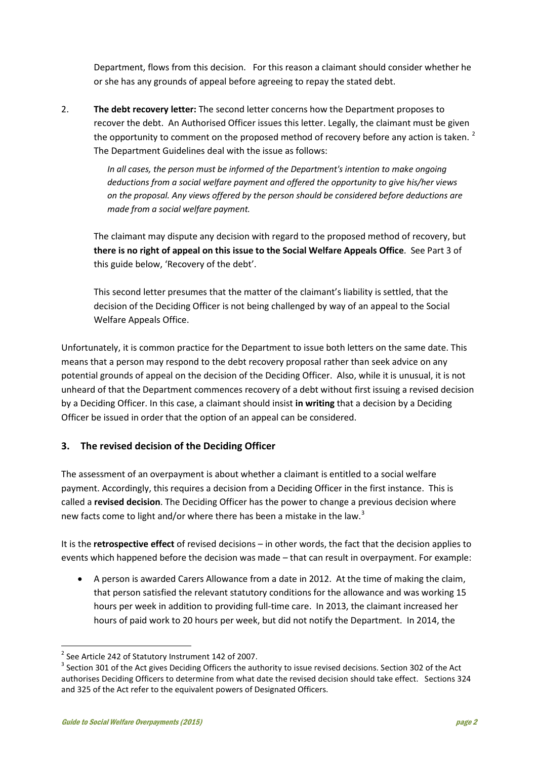Department, flows from this decision. For this reason a claimant should consider whether he or she has any grounds of appeal before agreeing to repay the stated debt.

2. **The debt recovery letter:** The second letter concerns how the Department proposes to recover the debt. An Authorised Officer issues this letter. Legally, the claimant must be given the opportunity to comment on the proposed method of recovery before any action is taken. [2] The Department Guidelines deal with the issue as follows:

   > *In all cases, the person must be informed of the Department's intention to make ongoing deductions from a social welfare payment and offered the opportunity to give his/her views on the proposal. Any views offered by the person should be considered before deductions are made from a social welfare payment.*

   The claimant may dispute any decision with regard to the proposed method of recovery, but **there is no right of appeal on this issue to the Social Welfare Appeals Office**. See Part 3 of this guide below, 'Recovery of the debt'.

   This second letter presumes that the matter of the claimant's liability is settled, that the decision of the Deciding Officer is not being challenged by way of an appeal to the Social Welfare Appeals Office.

Unfortunately, it is common practice for the Department to issue both letters on the same date. This means that a person may respond to the debt recovery proposal rather than seek advice on any potential grounds of appeal on the decision of the Deciding Officer. Also, while it is unusual, it is not unheard of that the Department commences recovery of a debt without first issuing a revised decision by a Deciding Officer. In this case, a claimant should insist **in writing** that a decision by a Deciding Officer be issued in order that the option of an appeal can be considered.

## 3. The revised decision of the Deciding Officer

The assessment of an overpayment is about whether a claimant is entitled to a social welfare payment. Accordingly, this requires a decision from a Deciding Officer in the first instance. This is called a **revised decision**. The Deciding Officer has the power to change a previous decision where new facts come to light and/or where there has been a mistake in the law.[3]

It is the **retrospective effect** of revised decisions – in other words, the fact that the decision applies to events which happened before the decision was made – that can result in overpayment. For example:

- A person is awarded Carers Allowance from a date in 2012. At the time of making the claim, that person satisfied the relevant statutory conditions for the allowance and was working 15 hours per week in addition to providing full-time care. In 2013, the claimant increased her hours of paid work to 20 hours per week, but did not notify the Department. In 2014, the

---

[2] See Article 242 of Statutory Instrument 142 of 2007.

[3] Section 301 of the Act gives Deciding Officers the authority to issue revised decisions. Section 302 of the Act authorises Deciding Officers to determine from what date the revised decision should take effect. Sections 324 and 325 of the Act refer to the equivalent powers of Designated Officers.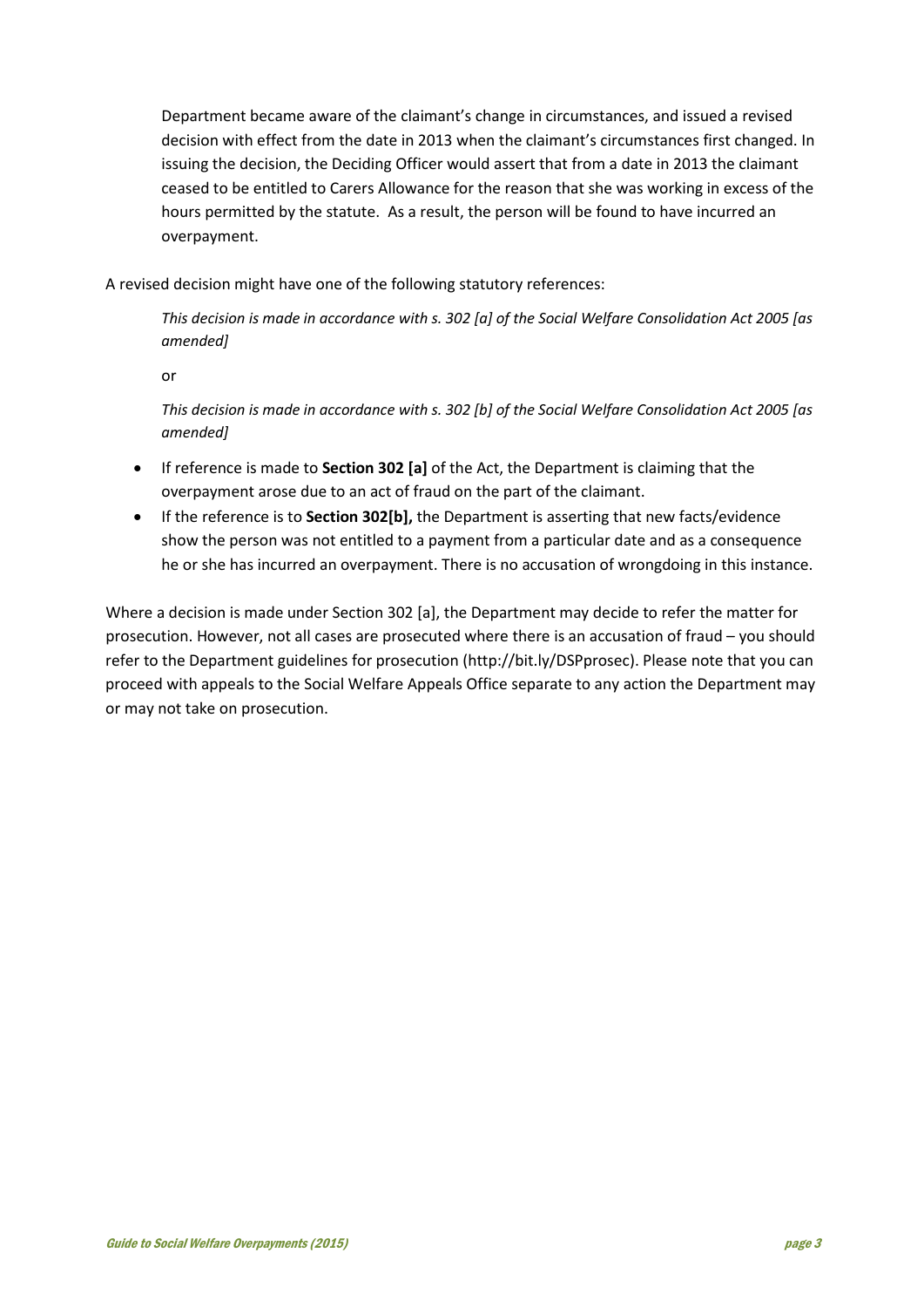Department became aware of the claimant's change in circumstances, and issued a revised decision with effect from the date in 2013 when the claimant's circumstances first changed. In issuing the decision, the Deciding Officer would assert that from a date in 2013 the claimant ceased to be entitled to Carers Allowance for the reason that she was working in excess of the hours permitted by the statute. As a result, the person will be found to have incurred an overpayment.

A revised decision might have one of the following statutory references:

> *This decision is made in accordance with s. 302 [a] of the Social Welfare Consolidation Act 2005 [as amended]*
>
> or
>
> *This decision is made in accordance with s. 302 [b] of the Social Welfare Consolidation Act 2005 [as amended]*

- If reference is made to **Section 302 [a]** of the Act, the Department is claiming that the overpayment arose due to an act of fraud on the part of the claimant.
- If the reference is to **Section 302[b],** the Department is asserting that new facts/evidence show the person was not entitled to a payment from a particular date and as a consequence he or she has incurred an overpayment. There is no accusation of wrongdoing in this instance.

Where a decision is made under Section 302 [a], the Department may decide to refer the matter for prosecution. However, not all cases are prosecuted where there is an accusation of fraud – you should refer to the Department guidelines for prosecution (http://bit.ly/DSPprosec). Please note that you can proceed with appeals to the Social Welfare Appeals Office separate to any action the Department may or may not take on prosecution.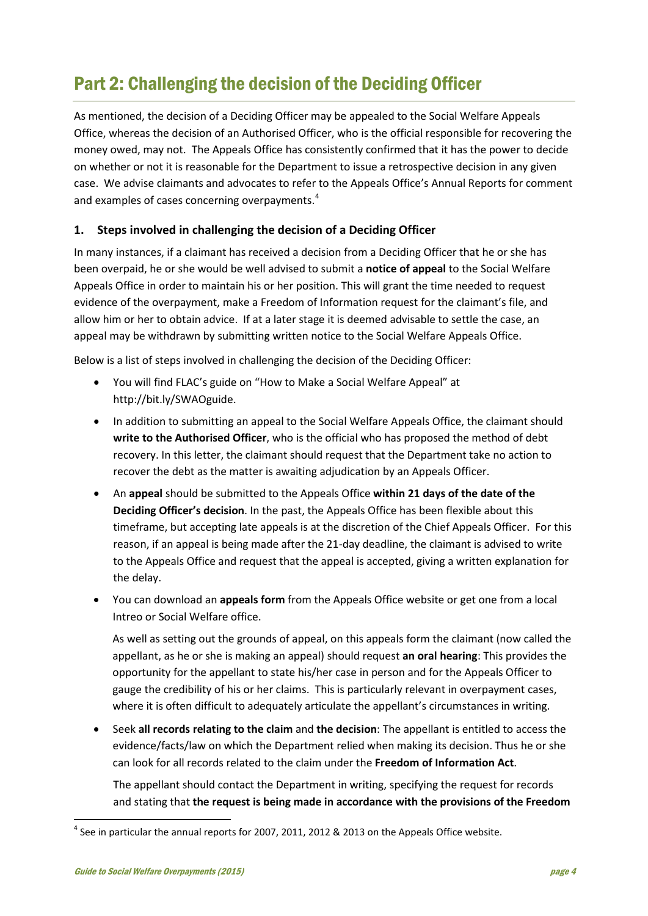# Part 2: Challenging the decision of the Deciding Officer

As mentioned, the decision of a Deciding Officer may be appealed to the Social Welfare Appeals Office, whereas the decision of an Authorised Officer, who is the official responsible for recovering the money owed, may not. The Appeals Office has consistently confirmed that it has the power to decide on whether or not it is reasonable for the Department to issue a retrospective decision in any given case. We advise claimants and advocates to refer to the Appeals Office's Annual Reports for comment and examples of cases concerning overpayments.[4]

### 1. Steps involved in challenging the decision of a Deciding Officer

In many instances, if a claimant has received a decision from a Deciding Officer that he or she has been overpaid, he or she would be well advised to submit a **notice of appeal** to the Social Welfare Appeals Office in order to maintain his or her position. This will grant the time needed to request evidence of the overpayment, make a Freedom of Information request for the claimant's file, and allow him or her to obtain advice. If at a later stage it is deemed advisable to settle the case, an appeal may be withdrawn by submitting written notice to the Social Welfare Appeals Office.

Below is a list of steps involved in challenging the decision of the Deciding Officer:

- You will find FLAC's guide on "How to Make a Social Welfare Appeal" at http://bit.ly/SWAOguide.
- In addition to submitting an appeal to the Social Welfare Appeals Office, the claimant should **write to the Authorised Officer**, who is the official who has proposed the method of debt recovery. In this letter, the claimant should request that the Department take no action to recover the debt as the matter is awaiting adjudication by an Appeals Officer.
- An **appeal** should be submitted to the Appeals Office **within 21 days of the date of the Deciding Officer's decision**. In the past, the Appeals Office has been flexible about this timeframe, but accepting late appeals is at the discretion of the Chief Appeals Officer. For this reason, if an appeal is being made after the 21-day deadline, the claimant is advised to write to the Appeals Office and request that the appeal is accepted, giving a written explanation for the delay.
- You can download an **appeals form** from the Appeals Office website or get one from a local Intreo or Social Welfare office.

  As well as setting out the grounds of appeal, on this appeals form the claimant (now called the appellant, as he or she is making an appeal) should request **an oral hearing**: This provides the opportunity for the appellant to state his/her case in person and for the Appeals Officer to gauge the credibility of his or her claims. This is particularly relevant in overpayment cases, where it is often difficult to adequately articulate the appellant's circumstances in writing.
- Seek **all records relating to the claim** and **the decision**: The appellant is entitled to access the evidence/facts/law on which the Department relied when making its decision. Thus he or she can look for all records related to the claim under the **Freedom of Information Act**.

  The appellant should contact the Department in writing, specifying the request for records and stating that **the request is being made in accordance with the provisions of the Freedom**

[4] See in particular the annual reports for 2007, 2011, 2012 & 2013 on the Appeals Office website.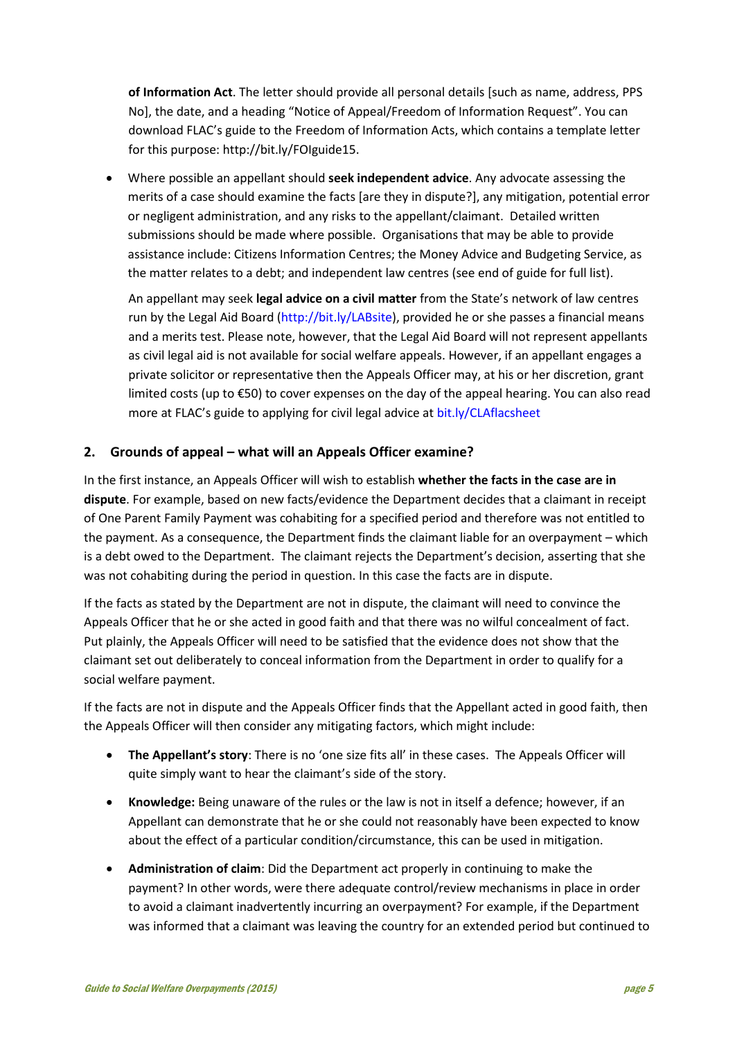**of Information Act**. The letter should provide all personal details [such as name, address, PPS No], the date, and a heading "Notice of Appeal/Freedom of Information Request". You can download FLAC's guide to the Freedom of Information Acts, which contains a template letter for this purpose: http://bit.ly/FOIguide15.

- Where possible an appellant should **seek independent advice**. Any advocate assessing the merits of a case should examine the facts [are they in dispute?], any mitigation, potential error or negligent administration, and any risks to the appellant/claimant. Detailed written submissions should be made where possible. Organisations that may be able to provide assistance include: Citizens Information Centres; the Money Advice and Budgeting Service, as the matter relates to a debt; and independent law centres (see end of guide for full list).

  An appellant may seek **legal advice on a civil matter** from the State's network of law centres run by the Legal Aid Board (http://bit.ly/LABsite), provided he or she passes a financial means and a merits test. Please note, however, that the Legal Aid Board will not represent appellants as civil legal aid is not available for social welfare appeals. However, if an appellant engages a private solicitor or representative then the Appeals Officer may, at his or her discretion, grant limited costs (up to €50) to cover expenses on the day of the appeal hearing. You can also read more at FLAC's guide to applying for civil legal advice at bit.ly/CLAflacsheet

## 2. Grounds of appeal – what will an Appeals Officer examine?

In the first instance, an Appeals Officer will wish to establish **whether the facts in the case are in dispute**. For example, based on new facts/evidence the Department decides that a claimant in receipt of One Parent Family Payment was cohabiting for a specified period and therefore was not entitled to the payment. As a consequence, the Department finds the claimant liable for an overpayment – which is a debt owed to the Department. The claimant rejects the Department's decision, asserting that she was not cohabiting during the period in question. In this case the facts are in dispute.

If the facts as stated by the Department are not in dispute, the claimant will need to convince the Appeals Officer that he or she acted in good faith and that there was no wilful concealment of fact. Put plainly, the Appeals Officer will need to be satisfied that the evidence does not show that the claimant set out deliberately to conceal information from the Department in order to qualify for a social welfare payment.

If the facts are not in dispute and the Appeals Officer finds that the Appellant acted in good faith, then the Appeals Officer will then consider any mitigating factors, which might include:

- **The Appellant's story**: There is no 'one size fits all' in these cases. The Appeals Officer will quite simply want to hear the claimant's side of the story.
- **Knowledge:** Being unaware of the rules or the law is not in itself a defence; however, if an Appellant can demonstrate that he or she could not reasonably have been expected to know about the effect of a particular condition/circumstance, this can be used in mitigation.
- **Administration of claim**: Did the Department act properly in continuing to make the payment? In other words, were there adequate control/review mechanisms in place in order to avoid a claimant inadvertently incurring an overpayment? For example, if the Department was informed that a claimant was leaving the country for an extended period but continued to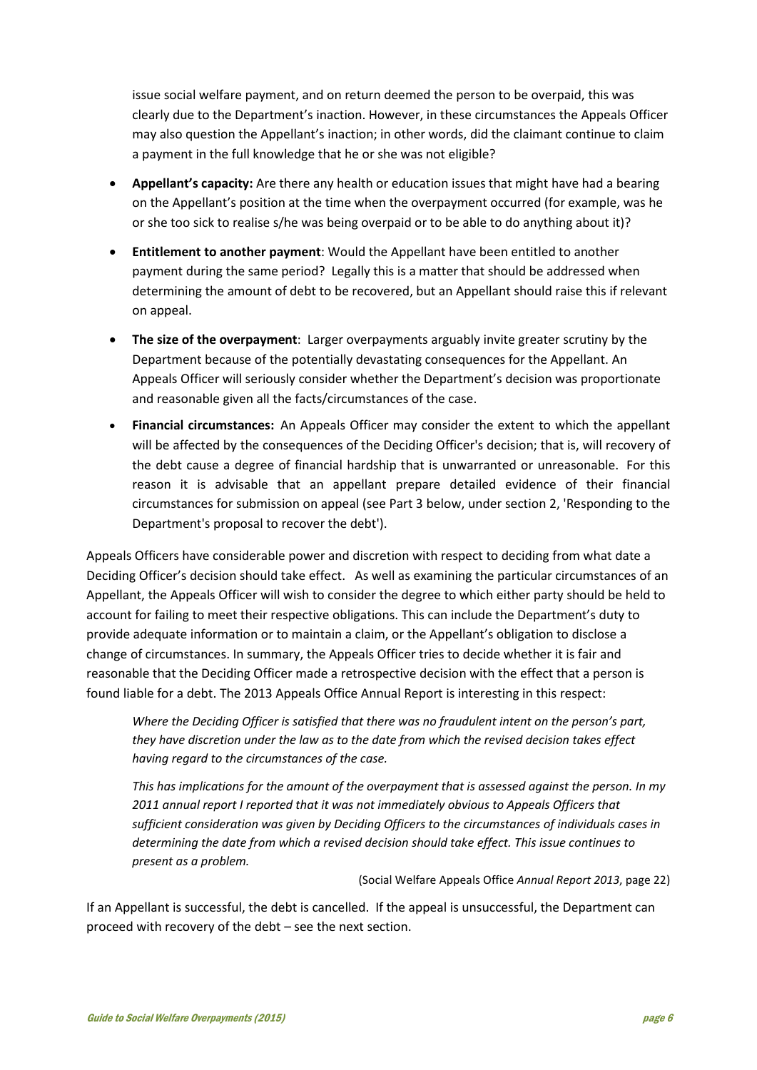issue social welfare payment, and on return deemed the person to be overpaid, this was clearly due to the Department's inaction. However, in these circumstances the Appeals Officer may also question the Appellant's inaction; in other words, did the claimant continue to claim a payment in the full knowledge that he or she was not eligible?

- **Appellant's capacity:** Are there any health or education issues that might have had a bearing on the Appellant's position at the time when the overpayment occurred (for example, was he or she too sick to realise s/he was being overpaid or to be able to do anything about it)?
- **Entitlement to another payment**: Would the Appellant have been entitled to another payment during the same period? Legally this is a matter that should be addressed when determining the amount of debt to be recovered, but an Appellant should raise this if relevant on appeal.
- **The size of the overpayment**: Larger overpayments arguably invite greater scrutiny by the Department because of the potentially devastating consequences for the Appellant. An Appeals Officer will seriously consider whether the Department's decision was proportionate and reasonable given all the facts/circumstances of the case.
- **Financial circumstances:** An Appeals Officer may consider the extent to which the appellant will be affected by the consequences of the Deciding Officer's decision; that is, will recovery of the debt cause a degree of financial hardship that is unwarranted or unreasonable. For this reason it is advisable that an appellant prepare detailed evidence of their financial circumstances for submission on appeal (see Part 3 below, under section 2, 'Responding to the Department's proposal to recover the debt').

Appeals Officers have considerable power and discretion with respect to deciding from what date a Deciding Officer's decision should take effect. As well as examining the particular circumstances of an Appellant, the Appeals Officer will wish to consider the degree to which either party should be held to account for failing to meet their respective obligations. This can include the Department's duty to provide adequate information or to maintain a claim, or the Appellant's obligation to disclose a change of circumstances. In summary, the Appeals Officer tries to decide whether it is fair and reasonable that the Deciding Officer made a retrospective decision with the effect that a person is found liable for a debt. The 2013 Appeals Office Annual Report is interesting in this respect:

> *Where the Deciding Officer is satisfied that there was no fraudulent intent on the person's part, they have discretion under the law as to the date from which the revised decision takes effect having regard to the circumstances of the case.*
>
> *This has implications for the amount of the overpayment that is assessed against the person. In my 2011 annual report I reported that it was not immediately obvious to Appeals Officers that sufficient consideration was given by Deciding Officers to the circumstances of individuals cases in determining the date from which a revised decision should take effect. This issue continues to present as a problem.*
>
> (Social Welfare Appeals Office *Annual Report 2013*, page 22)

If an Appellant is successful, the debt is cancelled. If the appeal is unsuccessful, the Department can proceed with recovery of the debt – see the next section.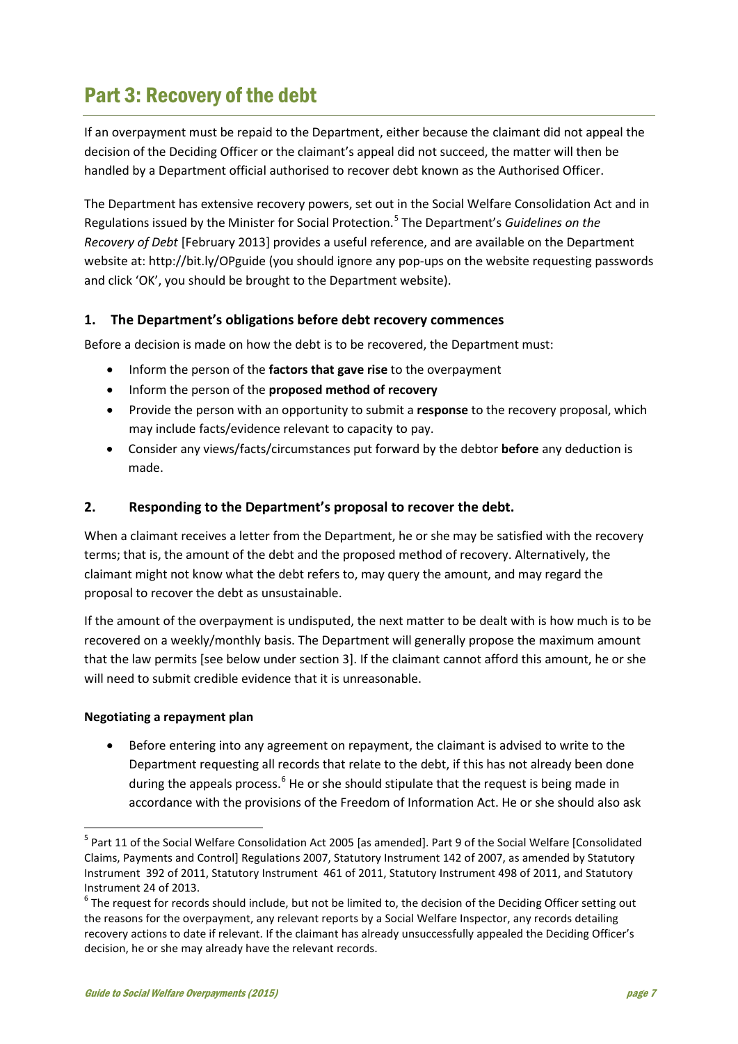# Part 3: Recovery of the debt

If an overpayment must be repaid to the Department, either because the claimant did not appeal the decision of the Deciding Officer or the claimant's appeal did not succeed, the matter will then be handled by a Department official authorised to recover debt known as the Authorised Officer.

The Department has extensive recovery powers, set out in the Social Welfare Consolidation Act and in Regulations issued by the Minister for Social Protection.[5] The Department's *Guidelines on the Recovery of Debt* [February 2013] provides a useful reference, and are available on the Department website at: http://bit.ly/OPguide (you should ignore any pop-ups on the website requesting passwords and click 'OK', you should be brought to the Department website).

### 1. The Department's obligations before debt recovery commences

Before a decision is made on how the debt is to be recovered, the Department must:

- Inform the person of the **factors that gave rise** to the overpayment
- Inform the person of the **proposed method of recovery**
- Provide the person with an opportunity to submit a **response** to the recovery proposal, which may include facts/evidence relevant to capacity to pay.
- Consider any views/facts/circumstances put forward by the debtor **before** any deduction is made.

### 2. Responding to the Department's proposal to recover the debt.

When a claimant receives a letter from the Department, he or she may be satisfied with the recovery terms; that is, the amount of the debt and the proposed method of recovery. Alternatively, the claimant might not know what the debt refers to, may query the amount, and may regard the proposal to recover the debt as unsustainable.

If the amount of the overpayment is undisputed, the next matter to be dealt with is how much is to be recovered on a weekly/monthly basis. The Department will generally propose the maximum amount that the law permits [see below under section 3]. If the claimant cannot afford this amount, he or she will need to submit credible evidence that it is unreasonable.

**Negotiating a repayment plan**

- Before entering into any agreement on repayment, the claimant is advised to write to the Department requesting all records that relate to the debt, if this has not already been done during the appeals process.[6] He or she should stipulate that the request is being made in accordance with the provisions of the Freedom of Information Act. He or she should also ask

---

[5] Part 11 of the Social Welfare Consolidation Act 2005 [as amended]. Part 9 of the Social Welfare [Consolidated Claims, Payments and Control] Regulations 2007, Statutory Instrument 142 of 2007, as amended by Statutory Instrument 392 of 2011, Statutory Instrument 461 of 2011, Statutory Instrument 498 of 2011, and Statutory Instrument 24 of 2013.

[6] The request for records should include, but not be limited to, the decision of the Deciding Officer setting out the reasons for the overpayment, any relevant reports by a Social Welfare Inspector, any records detailing recovery actions to date if relevant. If the claimant has already unsuccessfully appealed the Deciding Officer's decision, he or she may already have the relevant records.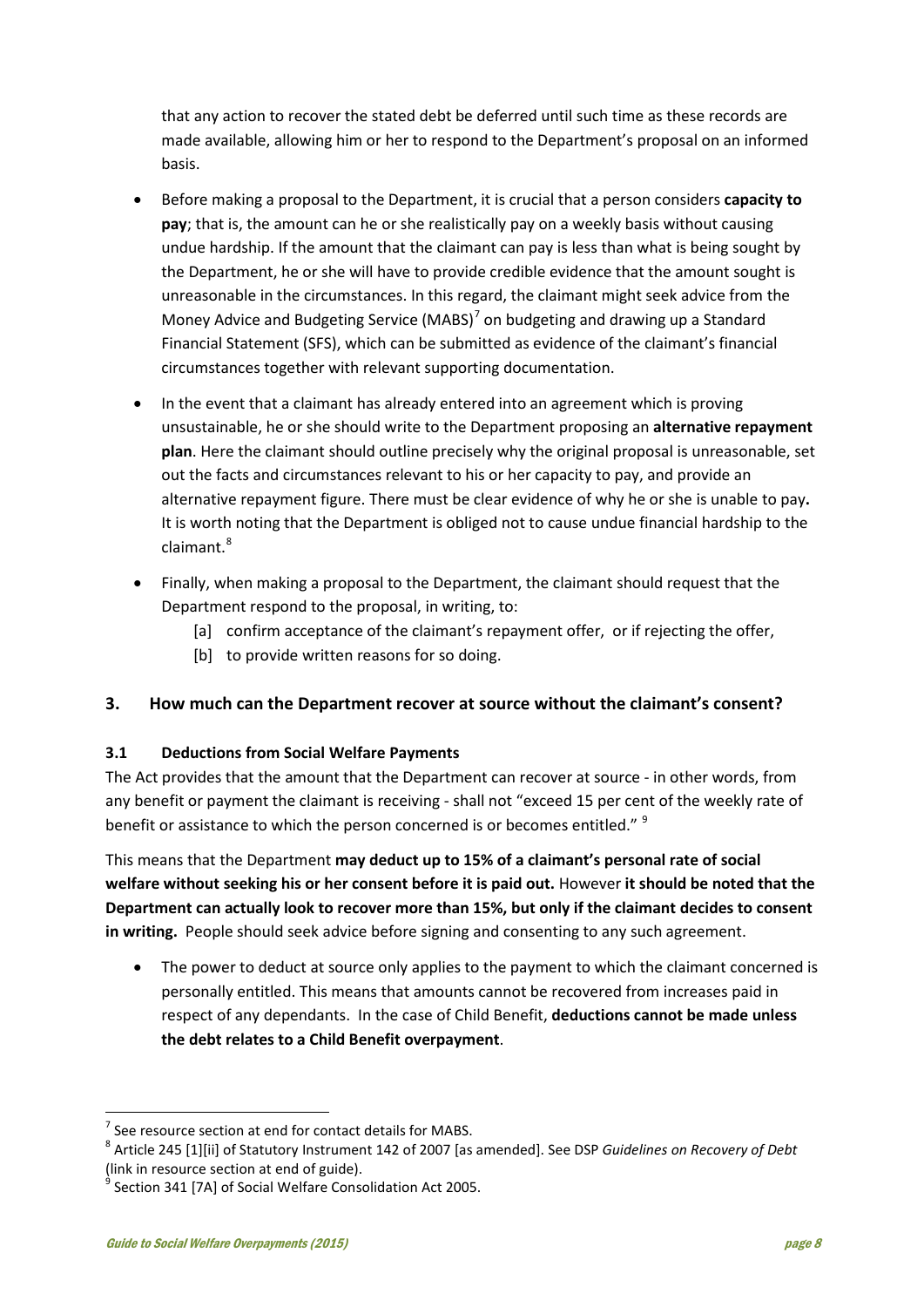that any action to recover the stated debt be deferred until such time as these records are made available, allowing him or her to respond to the Department's proposal on an informed basis.

- Before making a proposal to the Department, it is crucial that a person considers **capacity to pay**; that is, the amount can he or she realistically pay on a weekly basis without causing undue hardship. If the amount that the claimant can pay is less than what is being sought by the Department, he or she will have to provide credible evidence that the amount sought is unreasonable in the circumstances. In this regard, the claimant might seek advice from the Money Advice and Budgeting Service (MABS)[7] on budgeting and drawing up a Standard Financial Statement (SFS), which can be submitted as evidence of the claimant's financial circumstances together with relevant supporting documentation.
- In the event that a claimant has already entered into an agreement which is proving unsustainable, he or she should write to the Department proposing an **alternative repayment plan**. Here the claimant should outline precisely why the original proposal is unreasonable, set out the facts and circumstances relevant to his or her capacity to pay, and provide an alternative repayment figure. There must be clear evidence of why he or she is unable to pay**.** It is worth noting that the Department is obliged not to cause undue financial hardship to the claimant.[8]
- Finally, when making a proposal to the Department, the claimant should request that the Department respond to the proposal, in writing, to:
  - [a] confirm acceptance of the claimant's repayment offer, or if rejecting the offer,
  - [b] to provide written reasons for so doing.

## 3. How much can the Department recover at source without the claimant's consent?

### 3.1 Deductions from Social Welfare Payments

The Act provides that the amount that the Department can recover at source - in other words, from any benefit or payment the claimant is receiving - shall not "exceed 15 per cent of the weekly rate of benefit or assistance to which the person concerned is or becomes entitled." [9]

This means that the Department **may deduct up to 15% of a claimant's personal rate of social welfare without seeking his or her consent before it is paid out.** However **it should be noted that the Department can actually look to recover more than 15%, but only if the claimant decides to consent in writing.** People should seek advice before signing and consenting to any such agreement.

- The power to deduct at source only applies to the payment to which the claimant concerned is personally entitled. This means that amounts cannot be recovered from increases paid in respect of any dependants. In the case of Child Benefit, **deductions cannot be made unless the debt relates to a Child Benefit overpayment**.

---

[7] See resource section at end for contact details for MABS.

[8] Article 245 [1][ii] of Statutory Instrument 142 of 2007 [as amended]. See DSP *Guidelines on Recovery of Debt* (link in resource section at end of guide).

[9] Section 341 [7A] of Social Welfare Consolidation Act 2005.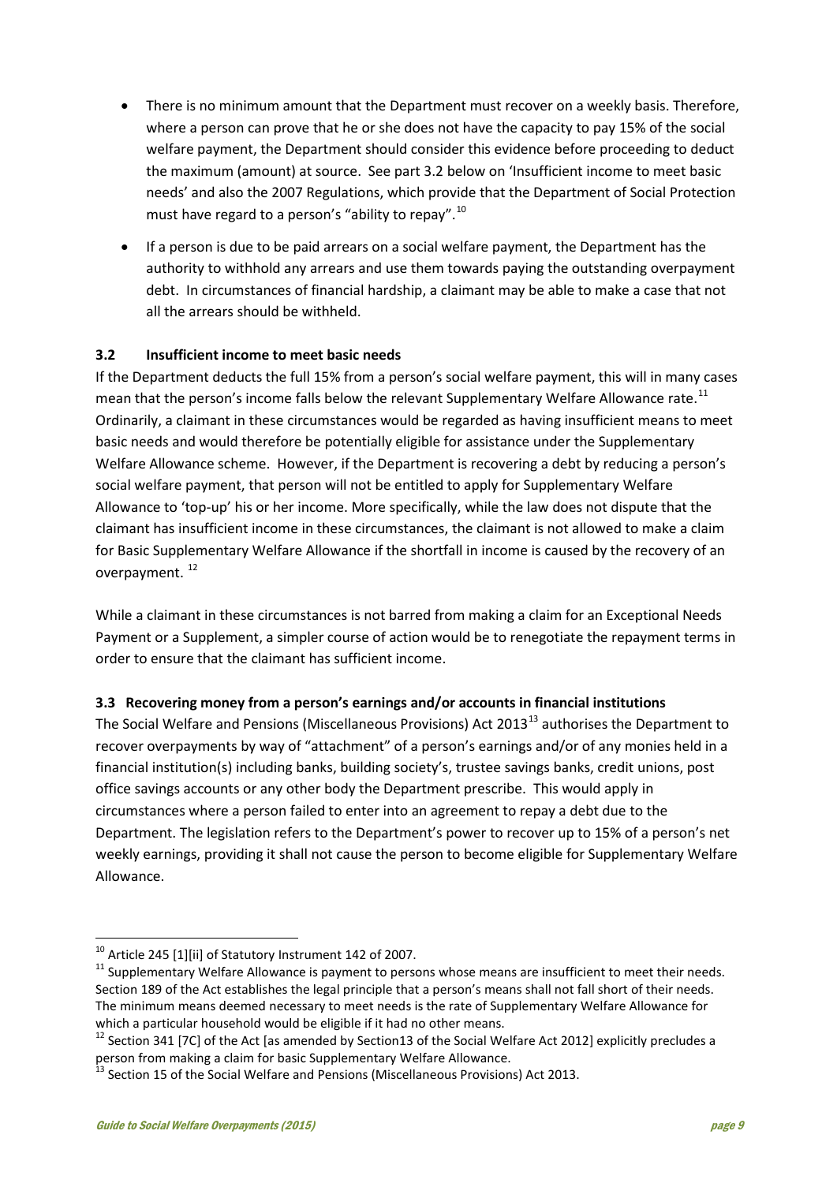- There is no minimum amount that the Department must recover on a weekly basis. Therefore, where a person can prove that he or she does not have the capacity to pay 15% of the social welfare payment, the Department should consider this evidence before proceeding to deduct the maximum (amount) at source. See part 3.2 below on 'Insufficient income to meet basic needs' and also the 2007 Regulations, which provide that the Department of Social Protection must have regard to a person's "ability to repay".[10]
- If a person is due to be paid arrears on a social welfare payment, the Department has the authority to withhold any arrears and use them towards paying the outstanding overpayment debt. In circumstances of financial hardship, a claimant may be able to make a case that not all the arrears should be withheld.

### 3.2 Insufficient income to meet basic needs

If the Department deducts the full 15% from a person's social welfare payment, this will in many cases mean that the person's income falls below the relevant Supplementary Welfare Allowance rate.[11] Ordinarily, a claimant in these circumstances would be regarded as having insufficient means to meet basic needs and would therefore be potentially eligible for assistance under the Supplementary Welfare Allowance scheme. However, if the Department is recovering a debt by reducing a person's social welfare payment, that person will not be entitled to apply for Supplementary Welfare Allowance to 'top-up' his or her income. More specifically, while the law does not dispute that the claimant has insufficient income in these circumstances, the claimant is not allowed to make a claim for Basic Supplementary Welfare Allowance if the shortfall in income is caused by the recovery of an overpayment. [12]

While a claimant in these circumstances is not barred from making a claim for an Exceptional Needs Payment or a Supplement, a simpler course of action would be to renegotiate the repayment terms in order to ensure that the claimant has sufficient income.

### 3.3 Recovering money from a person's earnings and/or accounts in financial institutions

The Social Welfare and Pensions (Miscellaneous Provisions) Act 2013[13] authorises the Department to recover overpayments by way of "attachment" of a person's earnings and/or of any monies held in a financial institution(s) including banks, building society's, trustee savings banks, credit unions, post office savings accounts or any other body the Department prescribe. This would apply in circumstances where a person failed to enter into an agreement to repay a debt due to the Department. The legislation refers to the Department's power to recover up to 15% of a person's net weekly earnings, providing it shall not cause the person to become eligible for Supplementary Welfare Allowance.

---

[10] Article 245 [1][ii] of Statutory Instrument 142 of 2007.

[11] Supplementary Welfare Allowance is payment to persons whose means are insufficient to meet their needs. Section 189 of the Act establishes the legal principle that a person's means shall not fall short of their needs. The minimum means deemed necessary to meet needs is the rate of Supplementary Welfare Allowance for which a particular household would be eligible if it had no other means.

[12] Section 341 [7C] of the Act [as amended by Section13 of the Social Welfare Act 2012] explicitly precludes a person from making a claim for basic Supplementary Welfare Allowance.

[13] Section 15 of the Social Welfare and Pensions (Miscellaneous Provisions) Act 2013.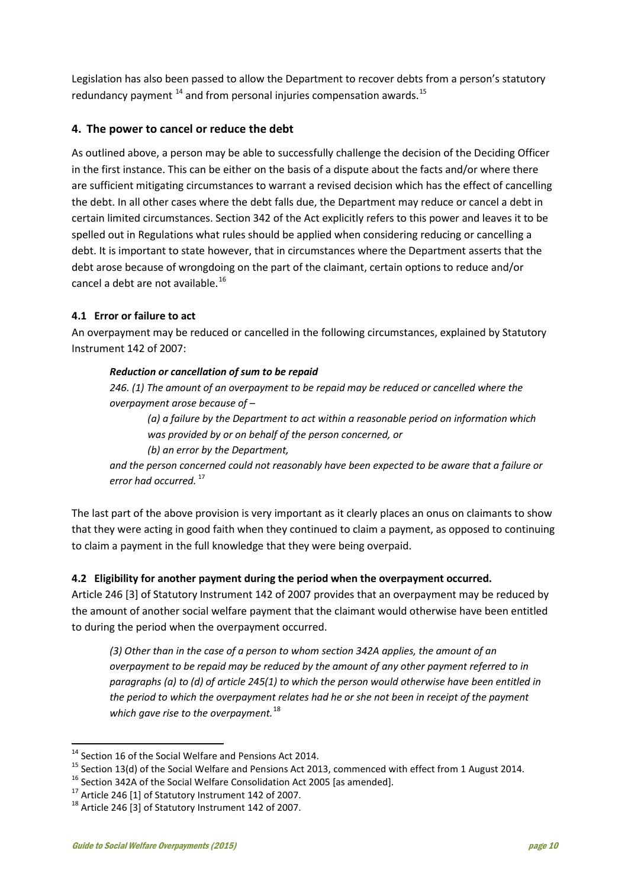Legislation has also been passed to allow the Department to recover debts from a person's statutory redundancy payment [14] and from personal injuries compensation awards.[15]

## 4. The power to cancel or reduce the debt

As outlined above, a person may be able to successfully challenge the decision of the Deciding Officer in the first instance. This can be either on the basis of a dispute about the facts and/or where there are sufficient mitigating circumstances to warrant a revised decision which has the effect of cancelling the debt. In all other cases where the debt falls due, the Department may reduce or cancel a debt in certain limited circumstances. Section 342 of the Act explicitly refers to this power and leaves it to be spelled out in Regulations what rules should be applied when considering reducing or cancelling a debt. It is important to state however, that in circumstances where the Department asserts that the debt arose because of wrongdoing on the part of the claimant, certain options to reduce and/or cancel a debt are not available.[16]

### 4.1 Error or failure to act

An overpayment may be reduced or cancelled in the following circumstances, explained by Statutory Instrument 142 of 2007:

> ***Reduction or cancellation of sum to be repaid***
>
> *246. (1) The amount of an overpayment to be repaid may be reduced or cancelled where the overpayment arose because of –*
>
> > *(a) a failure by the Department to act within a reasonable period on information which was provided by or on behalf of the person concerned, or*
> >
> > *(b) an error by the Department,*
>
> *and the person concerned could not reasonably have been expected to be aware that a failure or error had occurred.* [17]

The last part of the above provision is very important as it clearly places an onus on claimants to show that they were acting in good faith when they continued to claim a payment, as opposed to continuing to claim a payment in the full knowledge that they were being overpaid.

### 4.2 Eligibility for another payment during the period when the overpayment occurred.

Article 246 [3] of Statutory Instrument 142 of 2007 provides that an overpayment may be reduced by the amount of another social welfare payment that the claimant would otherwise have been entitled to during the period when the overpayment occurred.

> *(3) Other than in the case of a person to whom section 342A applies, the amount of an overpayment to be repaid may be reduced by the amount of any other payment referred to in paragraphs (a) to (d) of article 245(1) to which the person would otherwise have been entitled in the period to which the overpayment relates had he or she not been in receipt of the payment which gave rise to the overpayment.*[18]

---

[14] Section 16 of the Social Welfare and Pensions Act 2014.

[15] Section 13(d) of the Social Welfare and Pensions Act 2013, commenced with effect from 1 August 2014.

[16] Section 342A of the Social Welfare Consolidation Act 2005 [as amended].

[17] Article 246 [1] of Statutory Instrument 142 of 2007.

[18] Article 246 [3] of Statutory Instrument 142 of 2007.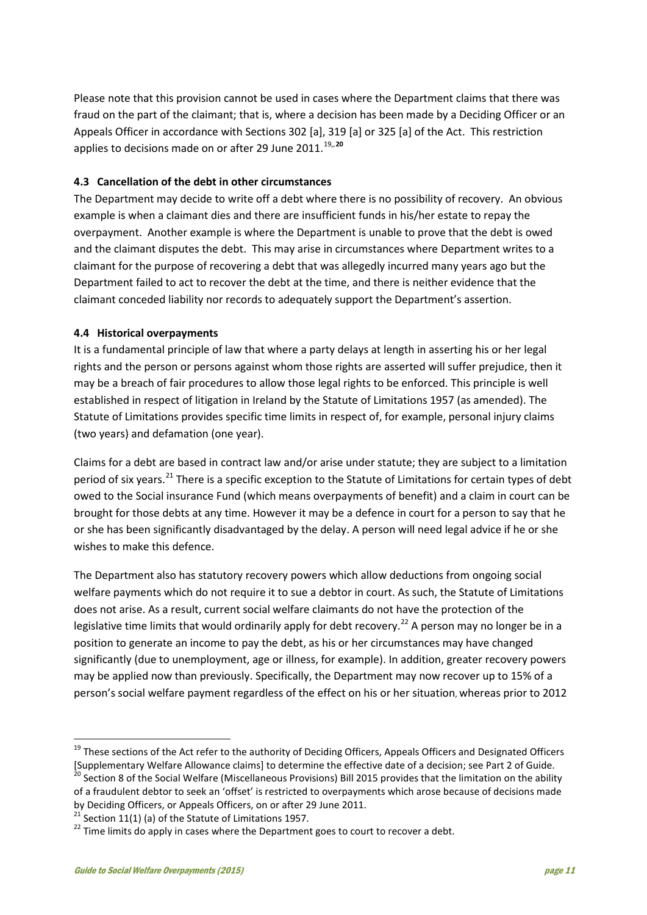Please note that this provision cannot be used in cases where the Department claims that there was fraud on the part of the claimant; that is, where a decision has been made by a Deciding Officer or an Appeals Officer in accordance with Sections 302 [a], 319 [a] or 325 [a] of the Act. This restriction applies to decisions made on or after 29 June 2011.[19,,20]

### 4.3 Cancellation of the debt in other circumstances

The Department may decide to write off a debt where there is no possibility of recovery. An obvious example is when a claimant dies and there are insufficient funds in his/her estate to repay the overpayment. Another example is where the Department is unable to prove that the debt is owed and the claimant disputes the debt. This may arise in circumstances where Department writes to a claimant for the purpose of recovering a debt that was allegedly incurred many years ago but the Department failed to act to recover the debt at the time, and there is neither evidence that the claimant conceded liability nor records to adequately support the Department's assertion.

### 4.4 Historical overpayments

It is a fundamental principle of law that where a party delays at length in asserting his or her legal rights and the person or persons against whom those rights are asserted will suffer prejudice, then it may be a breach of fair procedures to allow those legal rights to be enforced. This principle is well established in respect of litigation in Ireland by the Statute of Limitations 1957 (as amended). The Statute of Limitations provides specific time limits in respect of, for example, personal injury claims (two years) and defamation (one year).

Claims for a debt are based in contract law and/or arise under statute; they are subject to a limitation period of six years.[21] There is a specific exception to the Statute of Limitations for certain types of debt owed to the Social insurance Fund (which means overpayments of benefit) and a claim in court can be brought for those debts at any time. However it may be a defence in court for a person to say that he or she has been significantly disadvantaged by the delay. A person will need legal advice if he or she wishes to make this defence.

The Department also has statutory recovery powers which allow deductions from ongoing social welfare payments which do not require it to sue a debtor in court. As such, the Statute of Limitations does not arise. As a result, current social welfare claimants do not have the protection of the legislative time limits that would ordinarily apply for debt recovery.[22] A person may no longer be in a position to generate an income to pay the debt, as his or her circumstances may have changed significantly (due to unemployment, age or illness, for example). In addition, greater recovery powers may be applied now than previously. Specifically, the Department may now recover up to 15% of a person's social welfare payment regardless of the effect on his or her situation, whereas prior to 2012

---

[19] These sections of the Act refer to the authority of Deciding Officers, Appeals Officers and Designated Officers [Supplementary Welfare Allowance claims] to determine the effective date of a decision; see Part 2 of Guide.

[20] Section 8 of the Social Welfare (Miscellaneous Provisions) Bill 2015 provides that the limitation on the ability of a fraudulent debtor to seek an 'offset' is restricted to overpayments which arose because of decisions made by Deciding Officers, or Appeals Officers, on or after 29 June 2011.

[21] Section 11(1) (a) of the Statute of Limitations 1957.

[22] Time limits do apply in cases where the Department goes to court to recover a debt.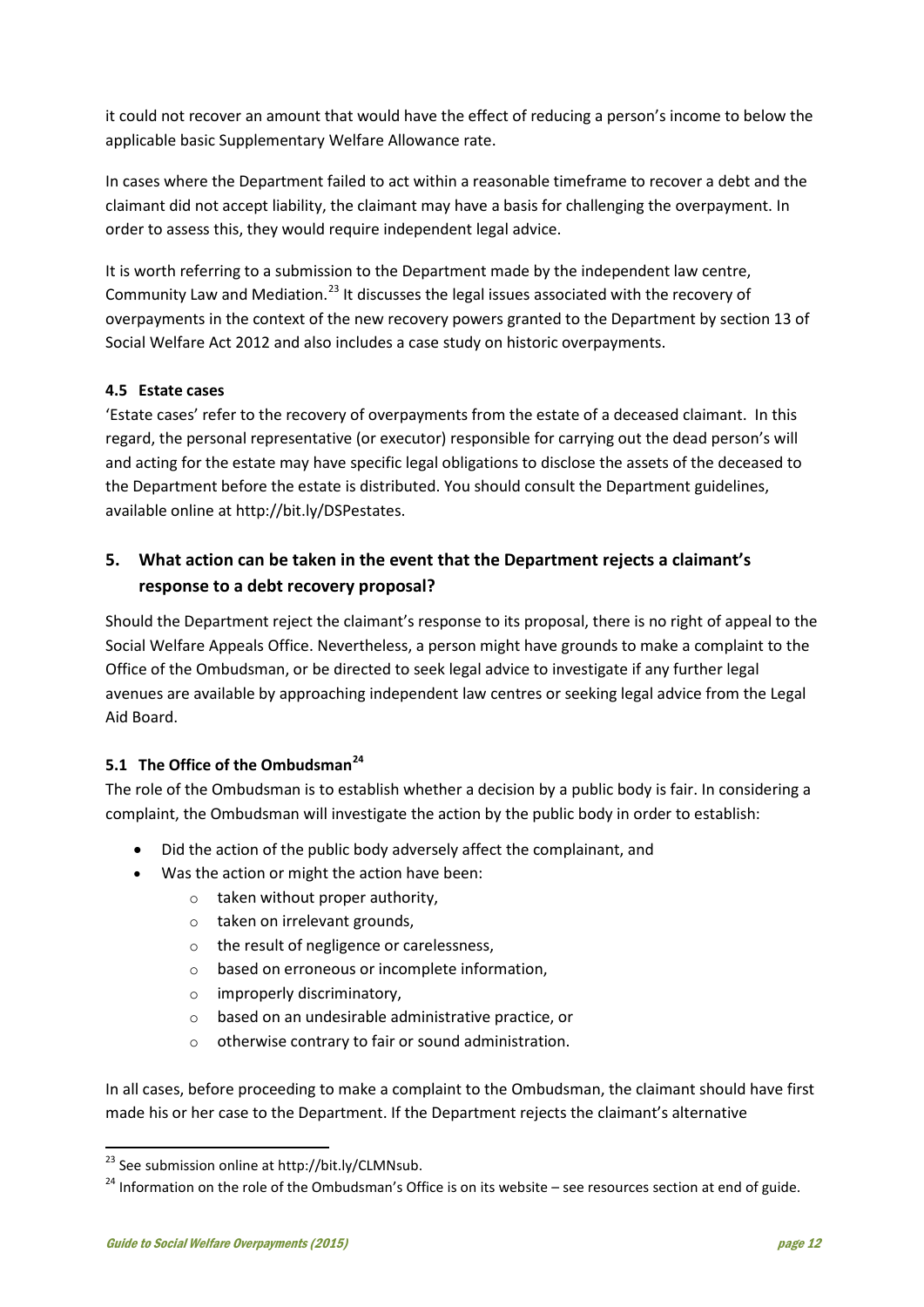it could not recover an amount that would have the effect of reducing a person's income to below the applicable basic Supplementary Welfare Allowance rate.

In cases where the Department failed to act within a reasonable timeframe to recover a debt and the claimant did not accept liability, the claimant may have a basis for challenging the overpayment. In order to assess this, they would require independent legal advice.

It is worth referring to a submission to the Department made by the independent law centre, Community Law and Mediation.[23] It discusses the legal issues associated with the recovery of overpayments in the context of the new recovery powers granted to the Department by section 13 of Social Welfare Act 2012 and also includes a case study on historic overpayments.

### 4.5 Estate cases

'Estate cases' refer to the recovery of overpayments from the estate of a deceased claimant. In this regard, the personal representative (or executor) responsible for carrying out the dead person's will and acting for the estate may have specific legal obligations to disclose the assets of the deceased to the Department before the estate is distributed. You should consult the Department guidelines, available online at http://bit.ly/DSPestates.

## 5. What action can be taken in the event that the Department rejects a claimant's response to a debt recovery proposal?

Should the Department reject the claimant's response to its proposal, there is no right of appeal to the Social Welfare Appeals Office. Nevertheless, a person might have grounds to make a complaint to the Office of the Ombudsman, or be directed to seek legal advice to investigate if any further legal avenues are available by approaching independent law centres or seeking legal advice from the Legal Aid Board.

### 5.1 The Office of the Ombudsman[24]

The role of the Ombudsman is to establish whether a decision by a public body is fair. In considering a complaint, the Ombudsman will investigate the action by the public body in order to establish:

- Did the action of the public body adversely affect the complainant, and
- Was the action or might the action have been:
  - taken without proper authority,
  - taken on irrelevant grounds,
  - the result of negligence or carelessness,
  - based on erroneous or incomplete information,
  - improperly discriminatory,
  - based on an undesirable administrative practice, or
  - otherwise contrary to fair or sound administration.

In all cases, before proceeding to make a complaint to the Ombudsman, the claimant should have first made his or her case to the Department. If the Department rejects the claimant's alternative

---

[23] See submission online at http://bit.ly/CLMNsub.

[24] Information on the role of the Ombudsman's Office is on its website – see resources section at end of guide.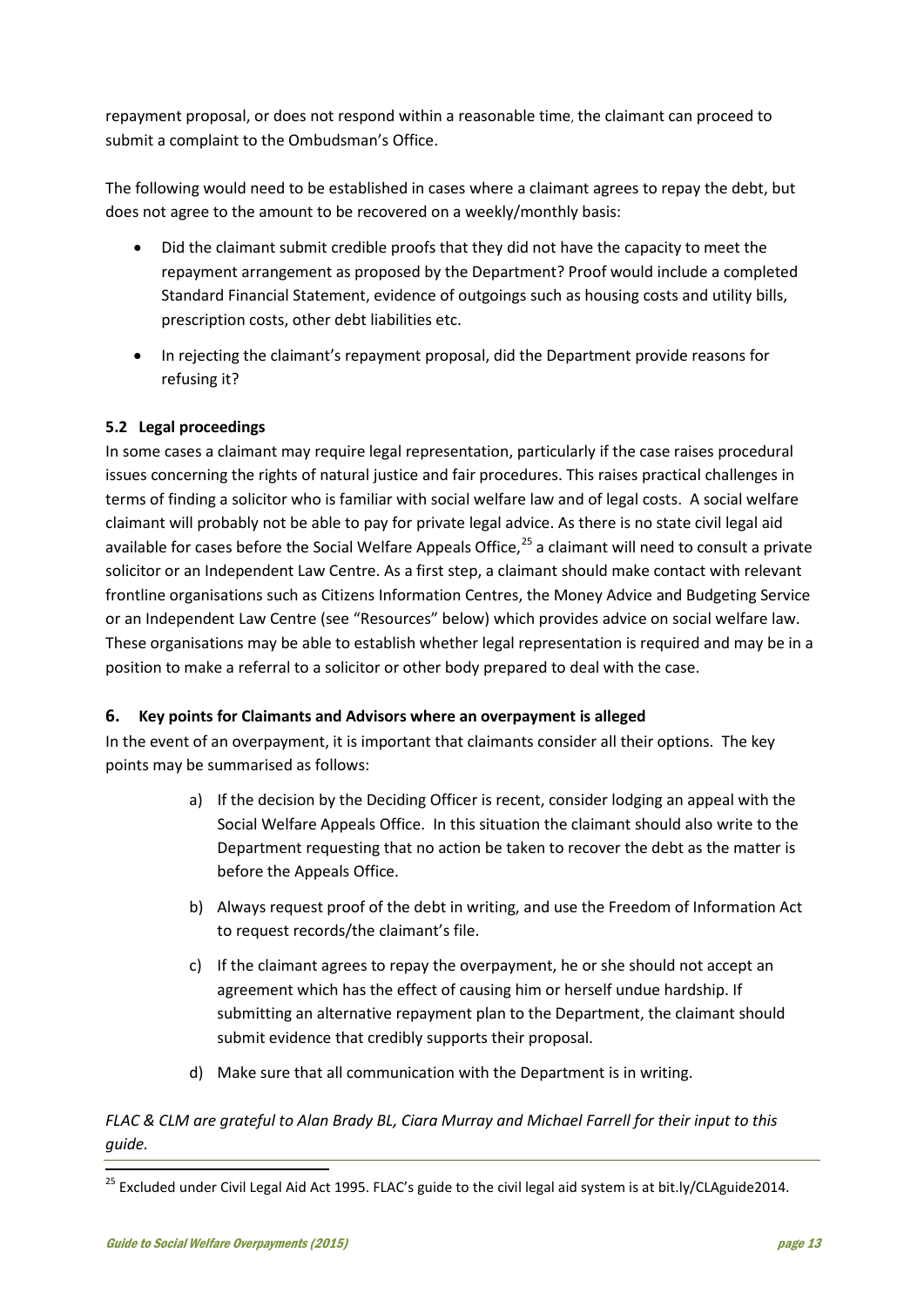repayment proposal, or does not respond within a reasonable time, the claimant can proceed to submit a complaint to the Ombudsman's Office.

The following would need to be established in cases where a claimant agrees to repay the debt, but does not agree to the amount to be recovered on a weekly/monthly basis:

- Did the claimant submit credible proofs that they did not have the capacity to meet the repayment arrangement as proposed by the Department? Proof would include a completed Standard Financial Statement, evidence of outgoings such as housing costs and utility bills, prescription costs, other debt liabilities etc.
- In rejecting the claimant's repayment proposal, did the Department provide reasons for refusing it?

### 5.2 Legal proceedings

In some cases a claimant may require legal representation, particularly if the case raises procedural issues concerning the rights of natural justice and fair procedures. This raises practical challenges in terms of finding a solicitor who is familiar with social welfare law and of legal costs. A social welfare claimant will probably not be able to pay for private legal advice. As there is no state civil legal aid available for cases before the Social Welfare Appeals Office,[25] a claimant will need to consult a private solicitor or an Independent Law Centre. As a first step, a claimant should make contact with relevant frontline organisations such as Citizens Information Centres, the Money Advice and Budgeting Service or an Independent Law Centre (see "Resources" below) which provides advice on social welfare law. These organisations may be able to establish whether legal representation is required and may be in a position to make a referral to a solicitor or other body prepared to deal with the case.

## 6. Key points for Claimants and Advisors where an overpayment is alleged

In the event of an overpayment, it is important that claimants consider all their options. The key points may be summarised as follows:

a) If the decision by the Deciding Officer is recent, consider lodging an appeal with the Social Welfare Appeals Office. In this situation the claimant should also write to the Department requesting that no action be taken to recover the debt as the matter is before the Appeals Office.

b) Always request proof of the debt in writing, and use the Freedom of Information Act to request records/the claimant's file.

c) If the claimant agrees to repay the overpayment, he or she should not accept an agreement which has the effect of causing him or herself undue hardship. If submitting an alternative repayment plan to the Department, the claimant should submit evidence that credibly supports their proposal.

d) Make sure that all communication with the Department is in writing.

*FLAC & CLM are grateful to Alan Brady BL, Ciara Murray and Michael Farrell for their input to this guide.*

---

[25] Excluded under Civil Legal Aid Act 1995. FLAC's guide to the civil legal aid system is at bit.ly/CLAguide2014.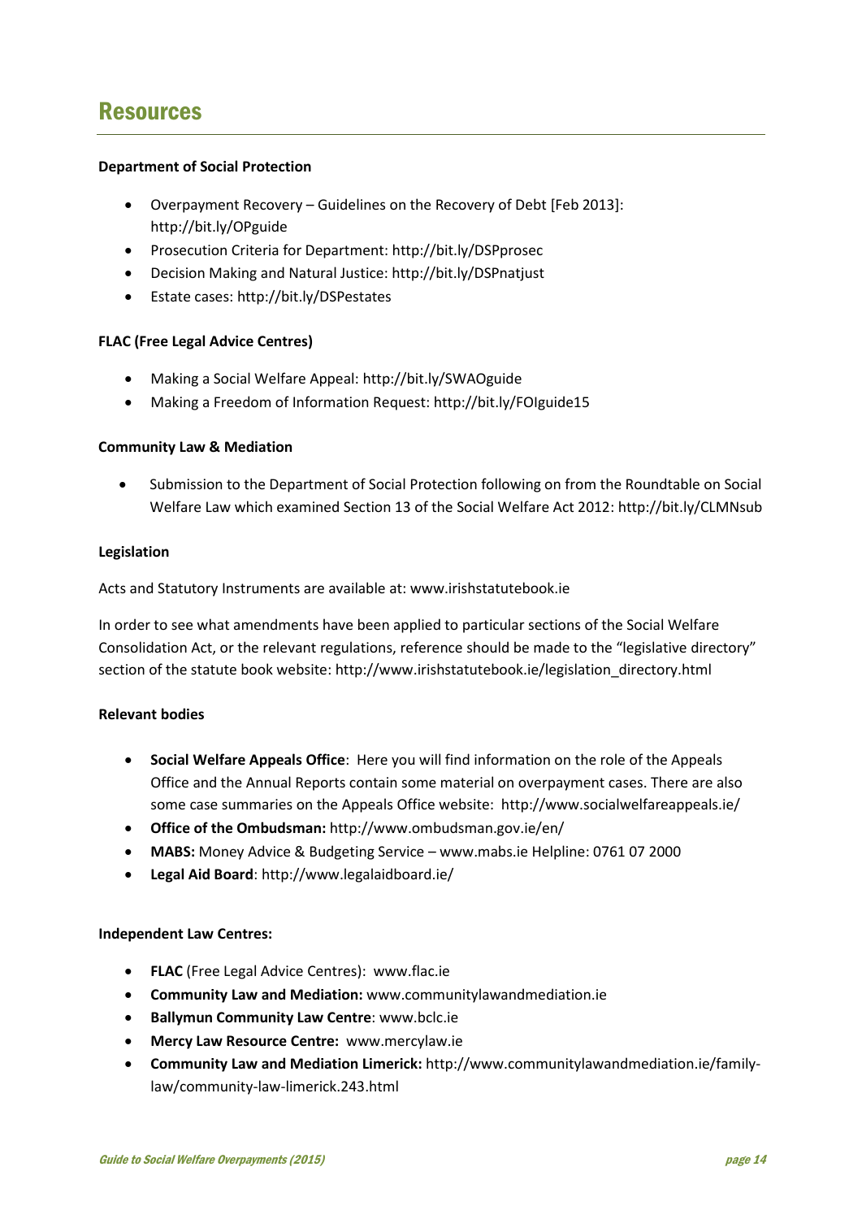# Resources

**Department of Social Protection**

- Overpayment Recovery – Guidelines on the Recovery of Debt [Feb 2013]: http://bit.ly/OPguide
- Prosecution Criteria for Department: http://bit.ly/DSPprosec
- Decision Making and Natural Justice: http://bit.ly/DSPnatjust
- Estate cases: http://bit.ly/DSPestates

**FLAC (Free Legal Advice Centres)**

- Making a Social Welfare Appeal: http://bit.ly/SWAOguide
- Making a Freedom of Information Request: http://bit.ly/FOIguide15

**Community Law & Mediation**

- Submission to the Department of Social Protection following on from the Roundtable on Social Welfare Law which examined Section 13 of the Social Welfare Act 2012: http://bit.ly/CLMNsub

**Legislation**

Acts and Statutory Instruments are available at: www.irishstatutebook.ie

In order to see what amendments have been applied to particular sections of the Social Welfare Consolidation Act, or the relevant regulations, reference should be made to the "legislative directory" section of the statute book website: http://www.irishstatutebook.ie/legislation_directory.html

**Relevant bodies**

- **Social Welfare Appeals Office**: Here you will find information on the role of the Appeals Office and the Annual Reports contain some material on overpayment cases. There are also some case summaries on the Appeals Office website: http://www.socialwelfareappeals.ie/
- **Office of the Ombudsman:** http://www.ombudsman.gov.ie/en/
- **MABS:** Money Advice & Budgeting Service – www.mabs.ie Helpline: 0761 07 2000
- **Legal Aid Board**: http://www.legalaidboard.ie/

**Independent Law Centres:**

- **FLAC** (Free Legal Advice Centres): www.flac.ie
- **Community Law and Mediation:** www.communitylawandmediation.ie
- **Ballymun Community Law Centre**: www.bclc.ie
- **Mercy Law Resource Centre:** www.mercylaw.ie
- **Community Law and Mediation Limerick:** http://www.communitylawandmediation.ie/family-law/community-law-limerick.243.html